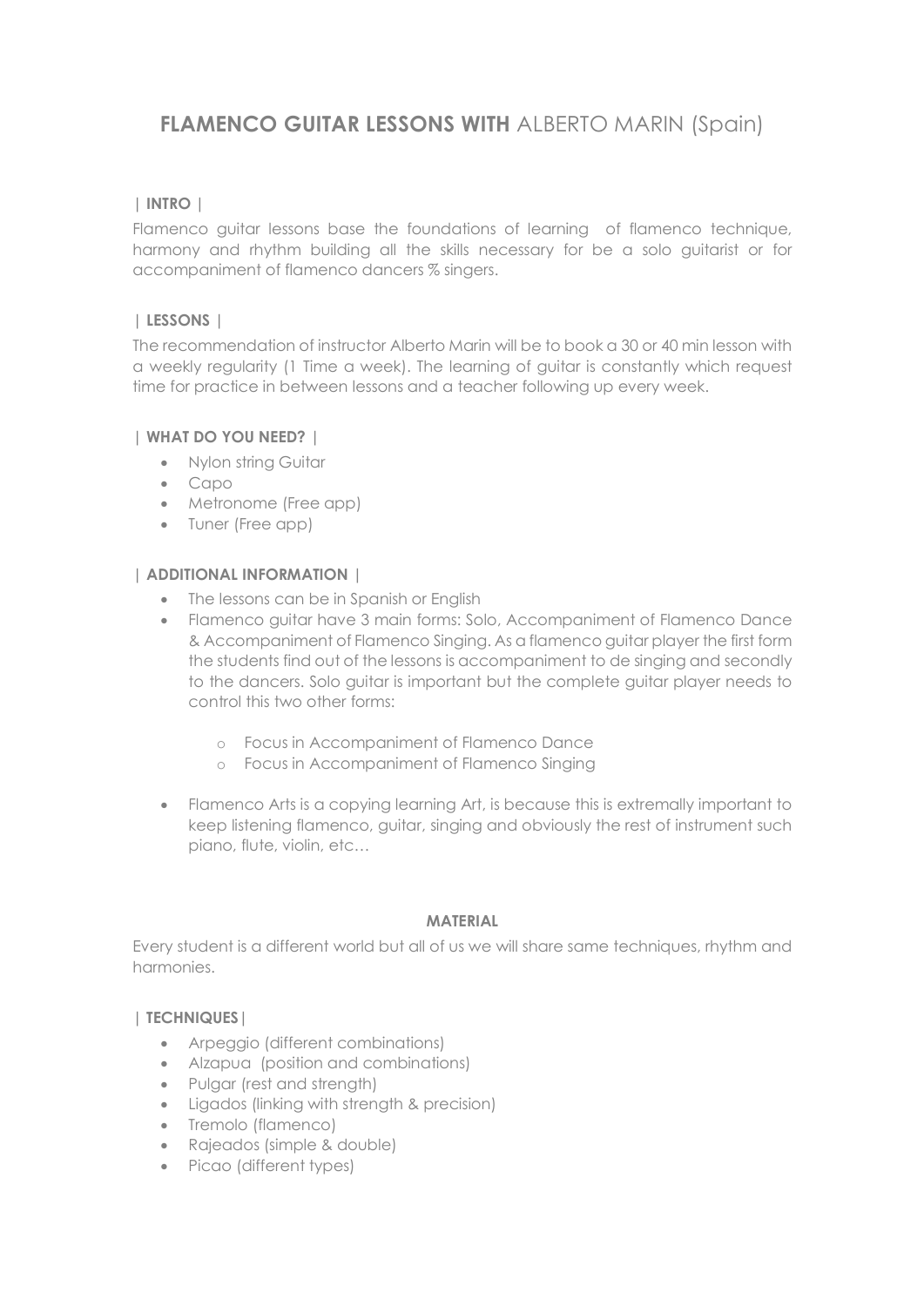# **FLAMENCO GUITAR LESSONS WITH** ALBERTO MARIN (Spain)

## | **INTRO** |

Flamenco guitar lessons base the foundations of learning of flamenco technique, harmony and rhythm building all the skills necessary for be a solo guitarist or for accompaniment of flamenco dancers % singers.

## | **LESSONS** |

The recommendation of instructor Alberto Marin will be to book a 30 or 40 min lesson with a weekly regularity (1 Time a week). The learning of guitar is constantly which request time for practice in between lessons and a teacher following up every week.

## | **WHAT DO YOU NEED?** |

- Nylon string Guitar
- Capo
- Metronome (Free app)
- Tuner (Free app)

## | **ADDITIONAL INFORMATION** |

- The lessons can be in Spanish or English
- Flamenco guitar have 3 main forms: Solo, Accompaniment of Flamenco Dance & Accompaniment of Flamenco Singing. As a flamenco guitar player the first form the students find out of the lessons is accompaniment to de singing and secondly to the dancers. Solo guitar is important but the complete guitar player needs to control this two other forms:
    - Focus in Accompaniment of Flamenco Dance
    - Focus in Accompaniment of Flamenco Singing
- Flamenco Arts is a copying learning Art, is because this is extremally important to keep listening flamenco, guitar, singing and obviously the rest of instrument such piano, flute, violin, etc…

## **MATERIAL**

Every student is a different world but all of us we will share same techniques, rhythm and harmonies.

## | **TECHNIQUES**|

- Arpeggio (different combinations)
- Alzapua (position and combinations)
- Pulgar (rest and strength)
- Ligados (linking with strength & precision)
- Tremolo (flamenco)
- Rajeados (simple & double)
- Picao (different types)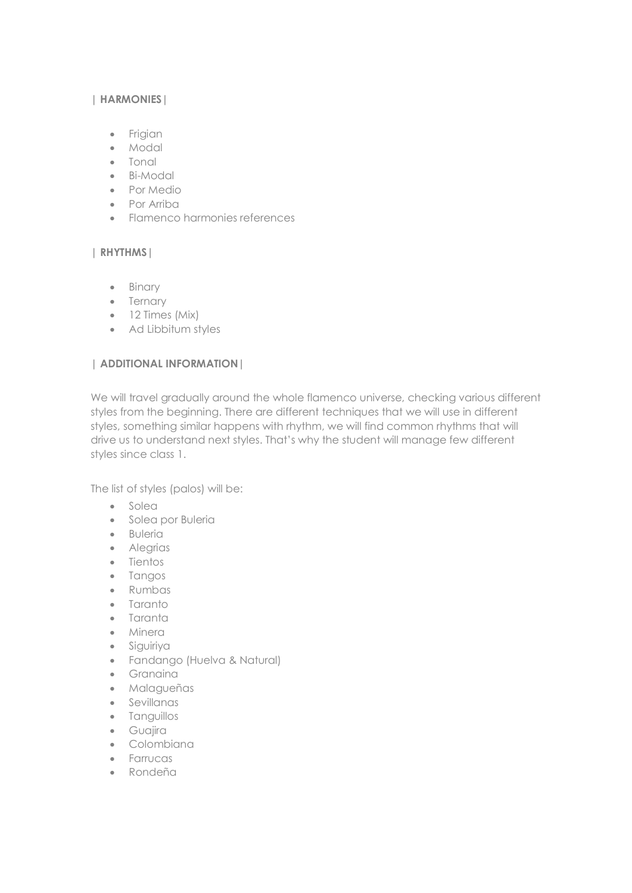**| HARMONIES |**

- Frigian
- Modal
- Tonal
- Bi-Modal
- Por Medio
- Por Arriba
- Flamenco harmonies references

**| RHYTHMS |**

- Binary
- Ternary
- 12 Times (Mix)
- Ad Libbitum styles

**| ADDITIONAL INFORMATION |**

We will travel gradually around the whole flamenco universe, checking various different styles from the beginning. There are different techniques that we will use in different styles, something similar happens with rhythm, we will find common rhythms that will drive us to understand next styles. That's why the student will manage few different styles since class 1.

The list of styles (palos) will be:

- Solea
- Solea por Buleria
- Buleria
- Alegrias
- Tientos
- Tangos
- Rumbas
- Taranto
- Taranta
- Minera
- Siguiriya
- Fandango (Huelva & Natural)
- Granaina
- Malagueñas
- Sevillanas
- Tanguillos
- Guajira
- Colombiana
- Farrucas
- Rondeña